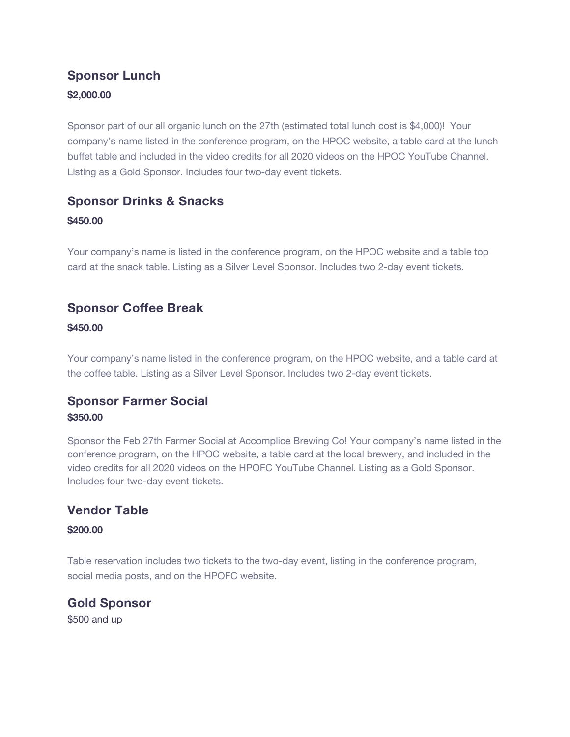## Sponsor Lunch

**$2,000.00**

Sponsor part of our all organic lunch on the 27th (estimated total lunch cost is $4,000)! Your company's name listed in the conference program, on the HPOC website, a table card at the lunch buffet table and included in the video credits for all 2020 videos on the HPOC YouTube Channel. Listing as a Gold Sponsor. Includes four two-day event tickets.

## Sponsor Drinks & Snacks

**$450.00**

Your company's name is listed in the conference program, on the HPOC website and a table top card at the snack table. Listing as a Silver Level Sponsor. Includes two 2-day event tickets.

## Sponsor Coffee Break

**$450.00**

Your company's name listed in the conference program, on the HPOC website, and a table card at the coffee table. Listing as a Silver Level Sponsor. Includes two 2-day event tickets.

## Sponsor Farmer Social

**$350.00**

Sponsor the Feb 27th Farmer Social at Accomplice Brewing Co! Your company's name listed in the conference program, on the HPOC website, a table card at the local brewery, and included in the video credits for all 2020 videos on the HPOFC YouTube Channel. Listing as a Gold Sponsor. Includes four two-day event tickets.

## Vendor Table

**$200.00**

Table reservation includes two tickets to the two-day event, listing in the conference program, social media posts, and on the HPOFC website.

## Gold Sponsor

$500 and up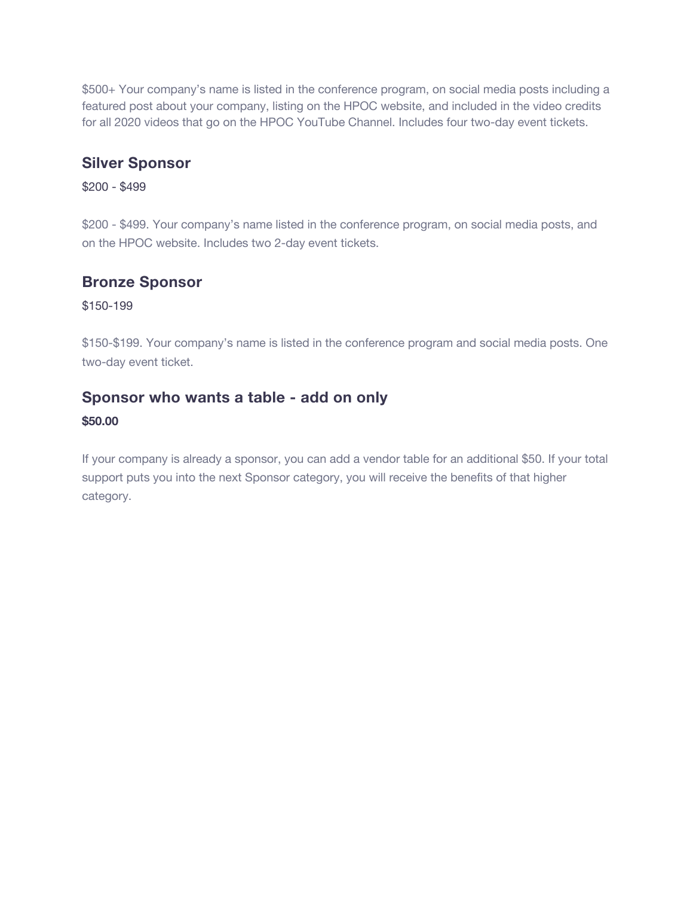$500+ Your company's name is listed in the conference program, on social media posts including a featured post about your company, listing on the HPOC website, and included in the video credits for all 2020 videos that go on the HPOC YouTube Channel. Includes four two-day event tickets.

## Silver Sponsor

$200 - $499

$200 - $499. Your company's name listed in the conference program, on social media posts, and on the HPOC website. Includes two 2-day event tickets.

## Bronze Sponsor

$150-199

$150-$199. Your company's name is listed in the conference program and social media posts. One two-day event ticket.

## Sponsor who wants a table - add on only

**$50.00**

If your company is already a sponsor, you can add a vendor table for an additional $50. If your total support puts you into the next Sponsor category, you will receive the benefits of that higher category.